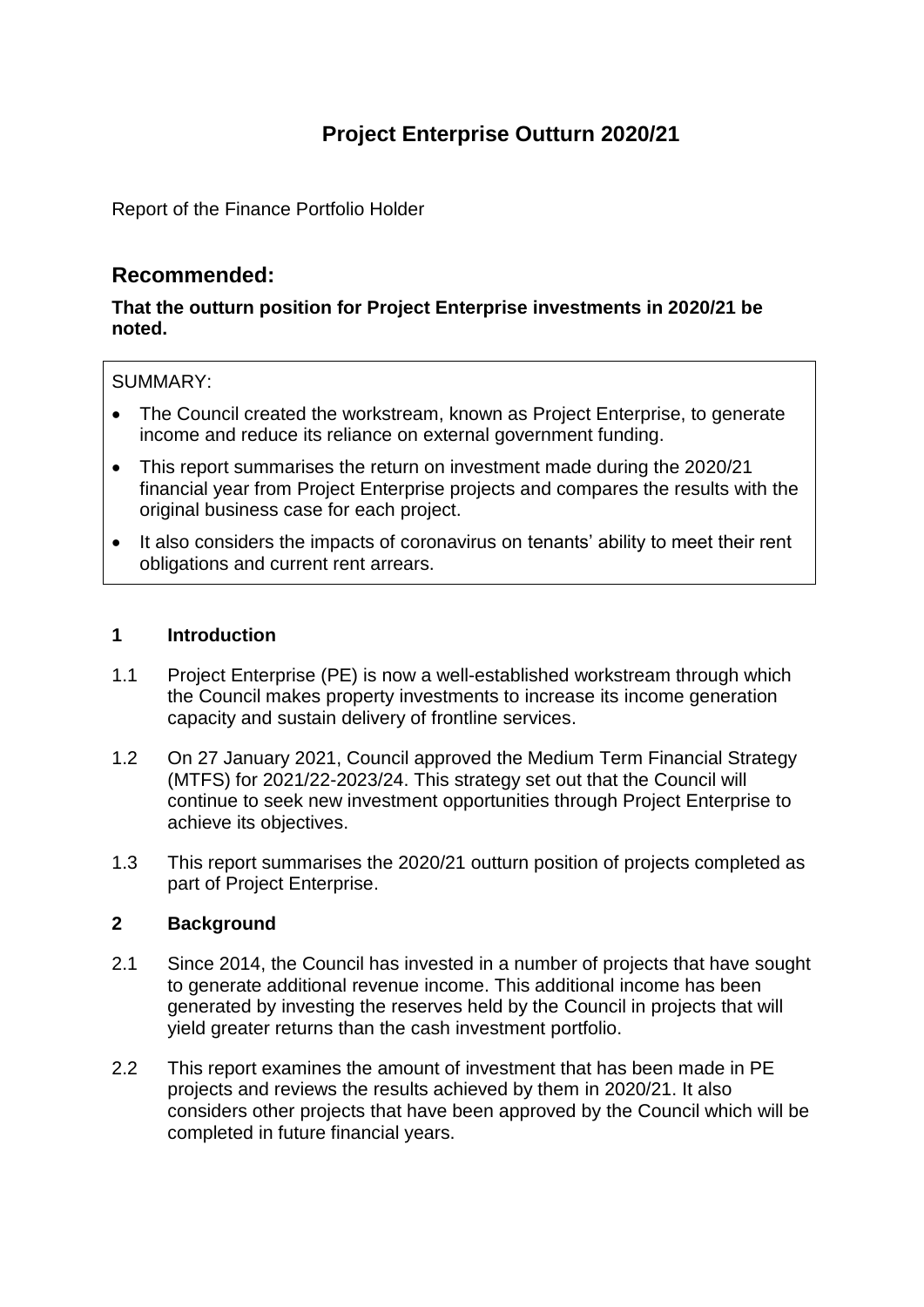# Project Enterprise Outturn 2020/21

Report of the Finance Portfolio Holder

## Recommended:

**That the outturn position for Project Enterprise investments in 2020/21 be noted.**

SUMMARY:

- The Council created the workstream, known as Project Enterprise, to generate income and reduce its reliance on external government funding.
- This report summarises the return on investment made during the 2020/21 financial year from Project Enterprise projects and compares the results with the original business case for each project.
- It also considers the impacts of coronavirus on tenants' ability to meet their rent obligations and current rent arrears.

### 1 Introduction

1.1 Project Enterprise (PE) is now a well-established workstream through which the Council makes property investments to increase its income generation capacity and sustain delivery of frontline services.

1.2 On 27 January 2021, Council approved the Medium Term Financial Strategy (MTFS) for 2021/22-2023/24. This strategy set out that the Council will continue to seek new investment opportunities through Project Enterprise to achieve its objectives.

1.3 This report summarises the 2020/21 outturn position of projects completed as part of Project Enterprise.

### 2 Background

2.1 Since 2014, the Council has invested in a number of projects that have sought to generate additional revenue income. This additional income has been generated by investing the reserves held by the Council in projects that will yield greater returns than the cash investment portfolio.

2.2 This report examines the amount of investment that has been made in PE projects and reviews the results achieved by them in 2020/21. It also considers other projects that have been approved by the Council which will be completed in future financial years.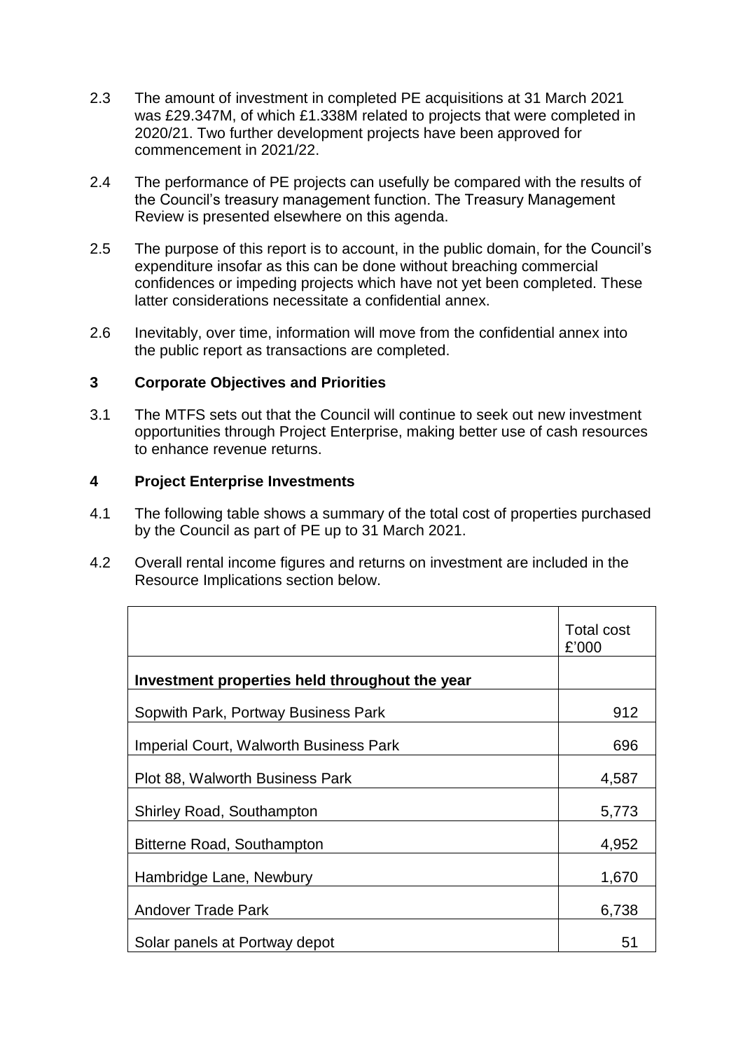2.3 The amount of investment in completed PE acquisitions at 31 March 2021 was £29.347M, of which £1.338M related to projects that were completed in 2020/21. Two further development projects have been approved for commencement in 2021/22.

2.4 The performance of PE projects can usefully be compared with the results of the Council's treasury management function. The Treasury Management Review is presented elsewhere on this agenda.

2.5 The purpose of this report is to account, in the public domain, for the Council's expenditure insofar as this can be done without breaching commercial confidences or impeding projects which have not yet been completed. These latter considerations necessitate a confidential annex.

2.6 Inevitably, over time, information will move from the confidential annex into the public report as transactions are completed.

## 3 Corporate Objectives and Priorities

3.1 The MTFS sets out that the Council will continue to seek out new investment opportunities through Project Enterprise, making better use of cash resources to enhance revenue returns.

## 4 Project Enterprise Investments

4.1 The following table shows a summary of the total cost of properties purchased by the Council as part of PE up to 31 March 2021.

4.2 Overall rental income figures and returns on investment are included in the Resource Implications section below.

| | Total cost £'000 |
|---|---|
| **Investment properties held throughout the year** | |
| Sopwith Park, Portway Business Park | 912 |
| Imperial Court, Walworth Business Park | 696 |
| Plot 88, Walworth Business Park | 4,587 |
| Shirley Road, Southampton | 5,773 |
| Bitterne Road, Southampton | 4,952 |
| Hambridge Lane, Newbury | 1,670 |
| Andover Trade Park | 6,738 |
| Solar panels at Portway depot | 51 |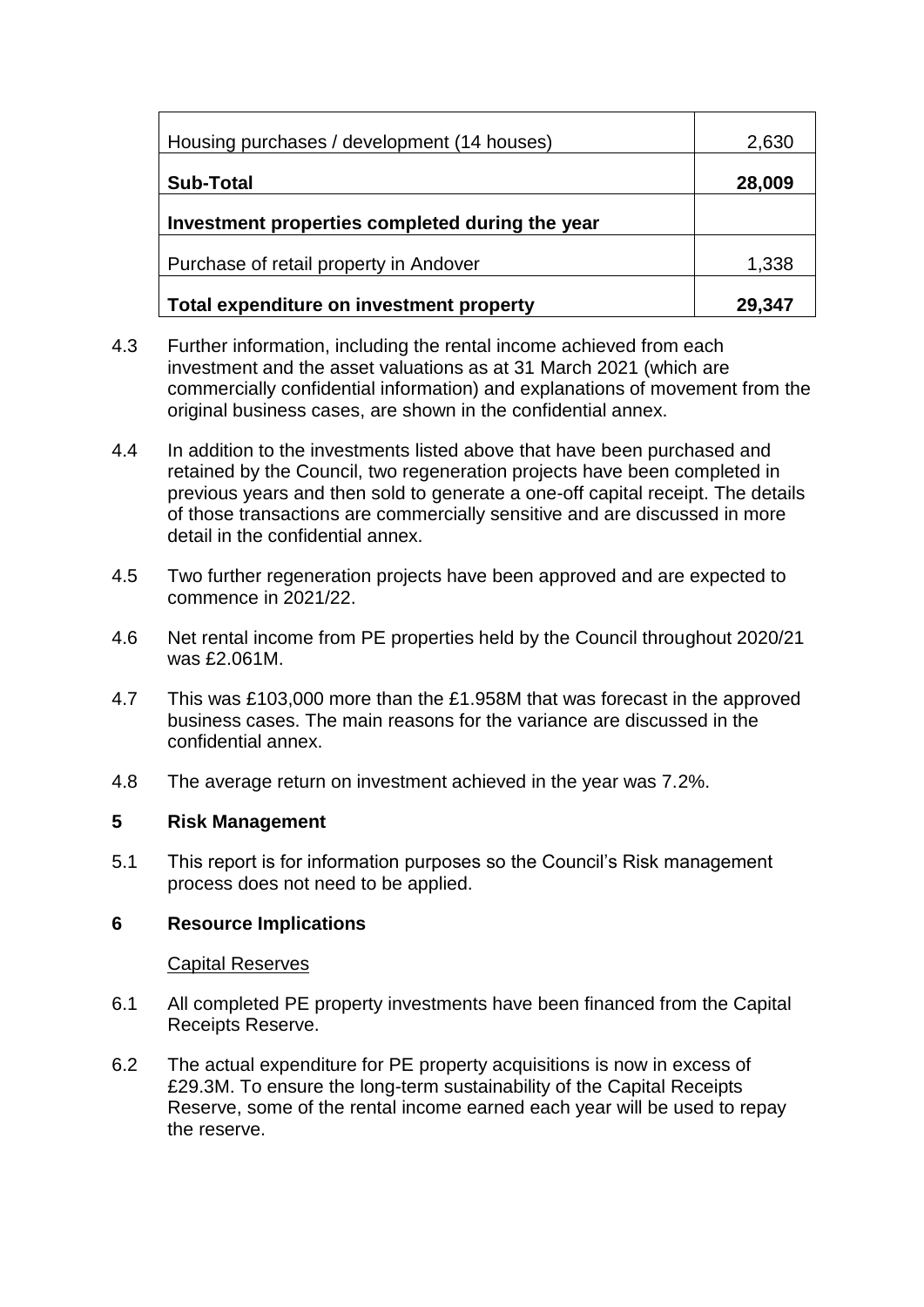| | |
|---|---|
| Housing purchases / development (14 houses) | 2,630 |
| **Sub-Total** | **28,009** |
| **Investment properties completed during the year** | |
| Purchase of retail property in Andover | 1,338 |
| **Total expenditure on investment property** | **29,347** |

4.3 Further information, including the rental income achieved from each investment and the asset valuations as at 31 March 2021 (which are commercially confidential information) and explanations of movement from the original business cases, are shown in the confidential annex.

4.4 In addition to the investments listed above that have been purchased and retained by the Council, two regeneration projects have been completed in previous years and then sold to generate a one-off capital receipt. The details of those transactions are commercially sensitive and are discussed in more detail in the confidential annex.

4.5 Two further regeneration projects have been approved and are expected to commence in 2021/22.

4.6 Net rental income from PE properties held by the Council throughout 2020/21 was £2.061M.

4.7 This was £103,000 more than the £1.958M that was forecast in the approved business cases. The main reasons for the variance are discussed in the confidential annex.

4.8 The average return on investment achieved in the year was 7.2%.

## 5 Risk Management

5.1 This report is for information purposes so the Council's Risk management process does not need to be applied.

## 6 Resource Implications

Capital Reserves

6.1 All completed PE property investments have been financed from the Capital Receipts Reserve.

6.2 The actual expenditure for PE property acquisitions is now in excess of £29.3M. To ensure the long-term sustainability of the Capital Receipts Reserve, some of the rental income earned each year will be used to repay the reserve.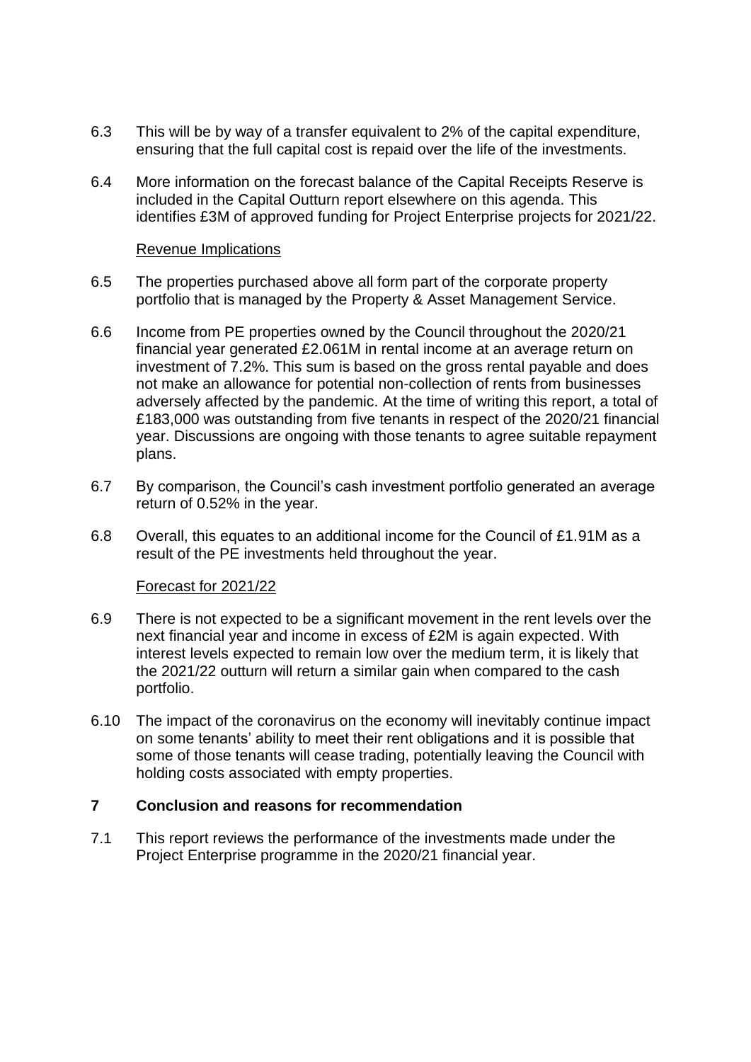6.3 This will be by way of a transfer equivalent to 2% of the capital expenditure, ensuring that the full capital cost is repaid over the life of the investments.

6.4 More information on the forecast balance of the Capital Receipts Reserve is included in the Capital Outturn report elsewhere on this agenda. This identifies £3M of approved funding for Project Enterprise projects for 2021/22.

Revenue Implications

6.5 The properties purchased above all form part of the corporate property portfolio that is managed by the Property & Asset Management Service.

6.6 Income from PE properties owned by the Council throughout the 2020/21 financial year generated £2.061M in rental income at an average return on investment of 7.2%. This sum is based on the gross rental payable and does not make an allowance for potential non-collection of rents from businesses adversely affected by the pandemic. At the time of writing this report, a total of £183,000 was outstanding from five tenants in respect of the 2020/21 financial year. Discussions are ongoing with those tenants to agree suitable repayment plans.

6.7 By comparison, the Council's cash investment portfolio generated an average return of 0.52% in the year.

6.8 Overall, this equates to an additional income for the Council of £1.91M as a result of the PE investments held throughout the year.

Forecast for 2021/22

6.9 There is not expected to be a significant movement in the rent levels over the next financial year and income in excess of £2M is again expected. With interest levels expected to remain low over the medium term, it is likely that the 2021/22 outturn will return a similar gain when compared to the cash portfolio.

6.10 The impact of the coronavirus on the economy will inevitably continue impact on some tenants' ability to meet their rent obligations and it is possible that some of those tenants will cease trading, potentially leaving the Council with holding costs associated with empty properties.

## 7 Conclusion and reasons for recommendation

7.1 This report reviews the performance of the investments made under the Project Enterprise programme in the 2020/21 financial year.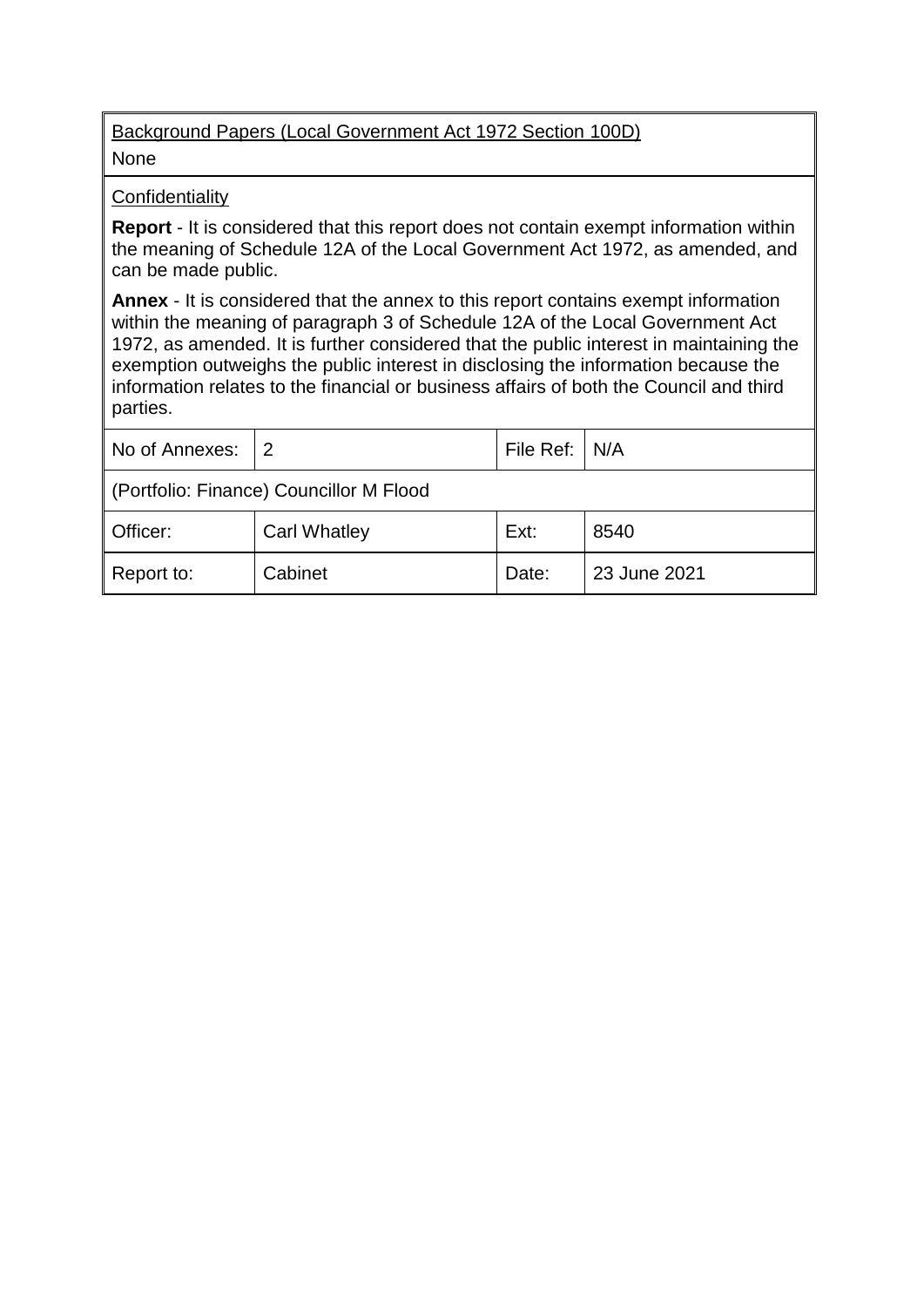<u>Background Papers (Local Government Act 1972 Section 100D)</u>

None

<u>Confidentiality</u>

**Report** - It is considered that this report does not contain exempt information within the meaning of Schedule 12A of the Local Government Act 1972, as amended, and can be made public.

**Annex** - It is considered that the annex to this report contains exempt information within the meaning of paragraph 3 of Schedule 12A of the Local Government Act 1972, as amended. It is further considered that the public interest in maintaining the exemption outweighs the public interest in disclosing the information because the information relates to the financial or business affairs of both the Council and third parties.

| | | | |
|---|---|---|---|
| No of Annexes: | 2 | File Ref: | N/A |
| (Portfolio: Finance) Councillor M Flood | | | |
| Officer: | Carl Whatley | Ext: | 8540 |
| Report to: | Cabinet | Date: | 23 June 2021 |